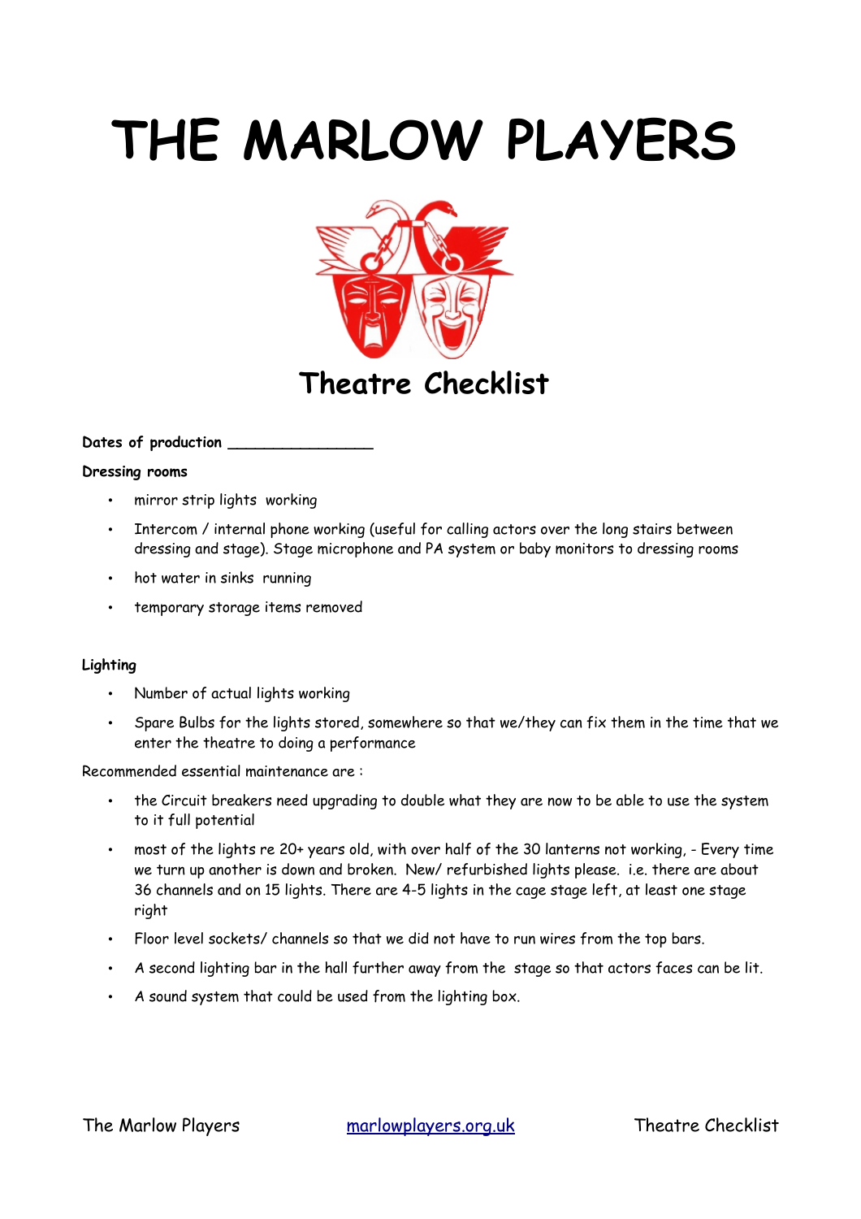# THE MARLOW PLAYERS

## Theatre Checklist

**Dates of production** ________________

**Dressing rooms**

- mirror strip lights working
- Intercom / internal phone working (useful for calling actors over the long stairs between dressing and stage). Stage microphone and PA system or baby monitors to dressing rooms
- hot water in sinks running
- temporary storage items removed

**Lighting**

- Number of actual lights working
- Spare Bulbs for the lights stored, somewhere so that we/they can fix them in the time that we enter the theatre to doing a performance

Recommended essential maintenance are :

- the Circuit breakers need upgrading to double what they are now to be able to use the system to it full potential
- most of the lights re 20+ years old, with over half of the 30 lanterns not working, - Every time we turn up another is down and broken. New/ refurbished lights please. i.e. there are about 36 channels and on 15 lights. There are 4-5 lights in the cage stage left, at least one stage right
- Floor level sockets/ channels so that we did not have to run wires from the top bars.
- A second lighting bar in the hall further away from the stage so that actors faces can be lit.
- A sound system that could be used from the lighting box.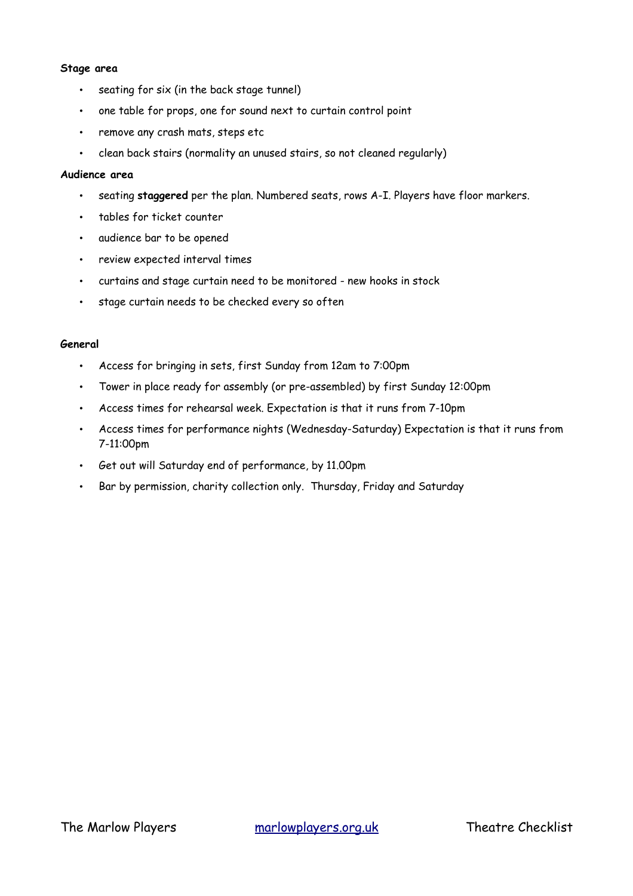**Stage area**

- seating for six (in the back stage tunnel)
- one table for props, one for sound next to curtain control point
- remove any crash mats, steps etc
- clean back stairs (normality an unused stairs, so not cleaned regularly)

**Audience area**

- seating **staggered** per the plan. Numbered seats, rows A-I. Players have floor markers.
- tables for ticket counter
- audience bar to be opened
- review expected interval times
- curtains and stage curtain need to be monitored - new hooks in stock
- stage curtain needs to be checked every so often

**General**

- Access for bringing in sets, first Sunday from 12am to 7:00pm
- Tower in place ready for assembly (or pre-assembled) by first Sunday 12:00pm
- Access times for rehearsal week. Expectation is that it runs from 7-10pm
- Access times for performance nights (Wednesday-Saturday) Expectation is that it runs from 7-11:00pm
- Get out will Saturday end of performance, by 11.00pm
- Bar by permission, charity collection only.  Thursday, Friday and Saturday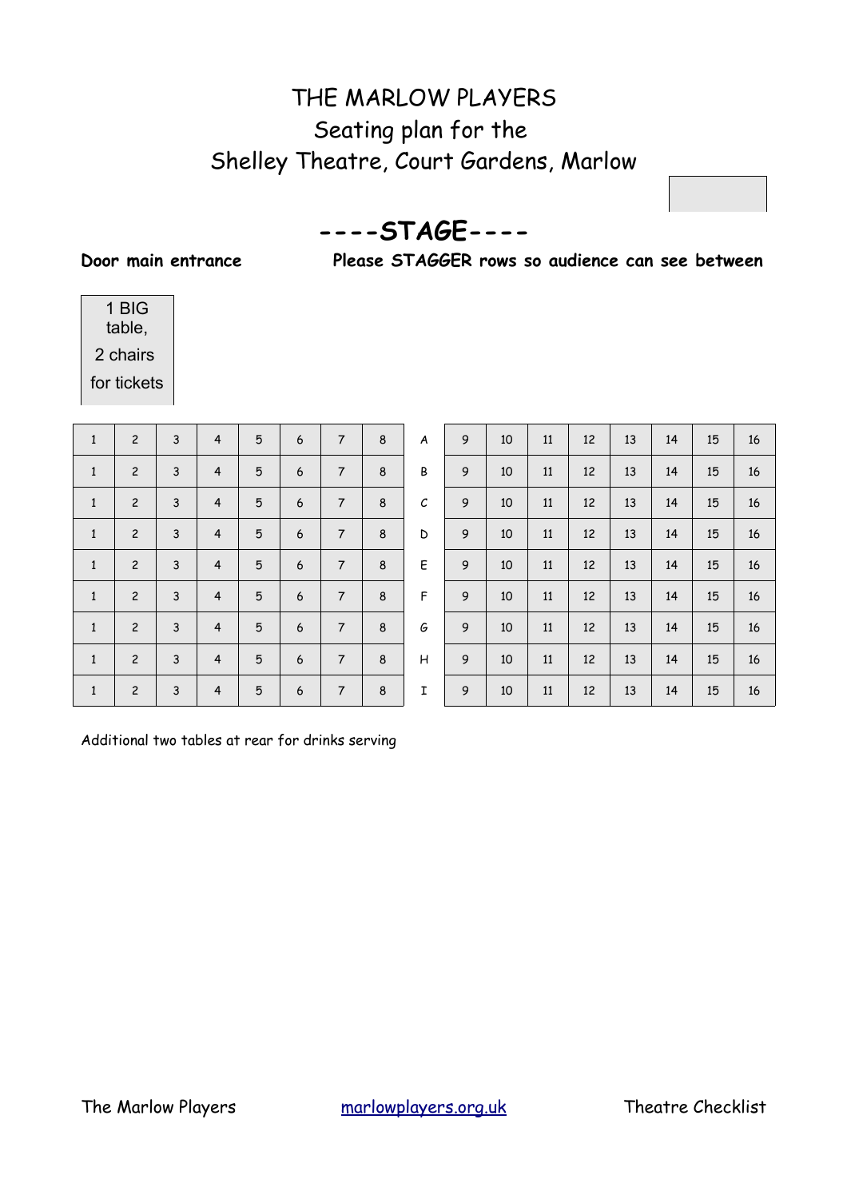# THE MARLOW PLAYERS

## Seating plan for the Shelley Theatre, Court Gardens, Marlow

## ----STAGE----

**Door main entrance** **Please STAGGER rows so audience can see between**

1 BIG table,

2 chairs

for tickets

| | | | | | | | | | | | | | | | | |
|---|---|---|---|---|---|---|---|---|---|---|---|---|---|---|---|---|
| 1 | 2 | 3 | 4 | 5 | 6 | 7 | 8 | A | 9 | 10 | 11 | 12 | 13 | 14 | 15 | 16 |
| 1 | 2 | 3 | 4 | 5 | 6 | 7 | 8 | B | 9 | 10 | 11 | 12 | 13 | 14 | 15 | 16 |
| 1 | 2 | 3 | 4 | 5 | 6 | 7 | 8 | C | 9 | 10 | 11 | 12 | 13 | 14 | 15 | 16 |
| 1 | 2 | 3 | 4 | 5 | 6 | 7 | 8 | D | 9 | 10 | 11 | 12 | 13 | 14 | 15 | 16 |
| 1 | 2 | 3 | 4 | 5 | 6 | 7 | 8 | E | 9 | 10 | 11 | 12 | 13 | 14 | 15 | 16 |
| 1 | 2 | 3 | 4 | 5 | 6 | 7 | 8 | F | 9 | 10 | 11 | 12 | 13 | 14 | 15 | 16 |
| 1 | 2 | 3 | 4 | 5 | 6 | 7 | 8 | G | 9 | 10 | 11 | 12 | 13 | 14 | 15 | 16 |
| 1 | 2 | 3 | 4 | 5 | 6 | 7 | 8 | H | 9 | 10 | 11 | 12 | 13 | 14 | 15 | 16 |
| 1 | 2 | 3 | 4 | 5 | 6 | 7 | 8 | I | 9 | 10 | 11 | 12 | 13 | 14 | 15 | 16 |

Additional two tables at rear for drinks serving